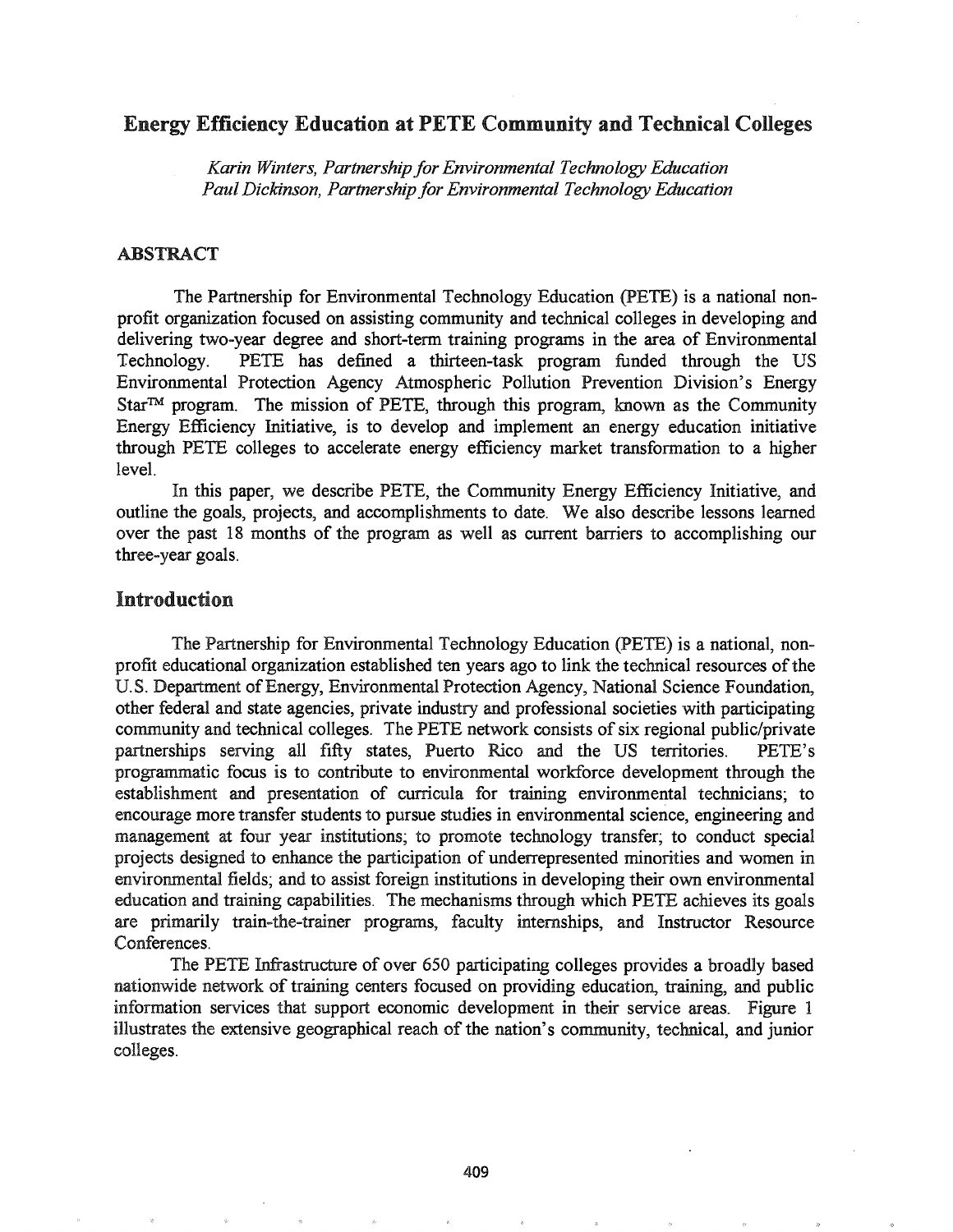# Energy Efficiency Education at PETE Community and Technical Colleges

*Karin Winters, Partnership for Environmental Technology Education*
*Paul Dickinson, Partnership for Environmental Technology Education*

## ABSTRACT

The Partnership for Environmental Technology Education (PETE) is a national non-profit organization focused on assisting community and technical colleges in developing and delivering two-year degree and short-term training programs in the area of Environmental Technology. PETE has defined a thirteen-task program funded through the US Environmental Protection Agency Atmospheric Pollution Prevention Division's Energy Star™ program. The mission of PETE, through this program, known as the Community Energy Efficiency Initiative, is to develop and implement an energy education initiative through PETE colleges to accelerate energy efficiency market transformation to a higher level.

In this paper, we describe PETE, the Community Energy Efficiency Initiative, and outline the goals, projects, and accomplishments to date. We also describe lessons learned over the past 18 months of the program as well as current barriers to accomplishing our three-year goals.

## Introduction

The Partnership for Environmental Technology Education (PETE) is a national, non-profit educational organization established ten years ago to link the technical resources of the U.S. Department of Energy, Environmental Protection Agency, National Science Foundation, other federal and state agencies, private industry and professional societies with participating community and technical colleges. The PETE network consists of six regional public/private partnerships serving all fifty states, Puerto Rico and the US territories. PETE's programmatic focus is to contribute to environmental workforce development through the establishment and presentation of curricula for training environmental technicians; to encourage more transfer students to pursue studies in environmental science, engineering and management at four year institutions; to promote technology transfer; to conduct special projects designed to enhance the participation of underrepresented minorities and women in environmental fields; and to assist foreign institutions in developing their own environmental education and training capabilities. The mechanisms through which PETE achieves its goals are primarily train-the-trainer programs, faculty internships, and Instructor Resource Conferences.

The PETE Infrastructure of over 650 participating colleges provides a broadly based nationwide network of training centers focused on providing education, training, and public information services that support economic development in their service areas. Figure 1 illustrates the extensive geographical reach of the nation's community, technical, and junior colleges.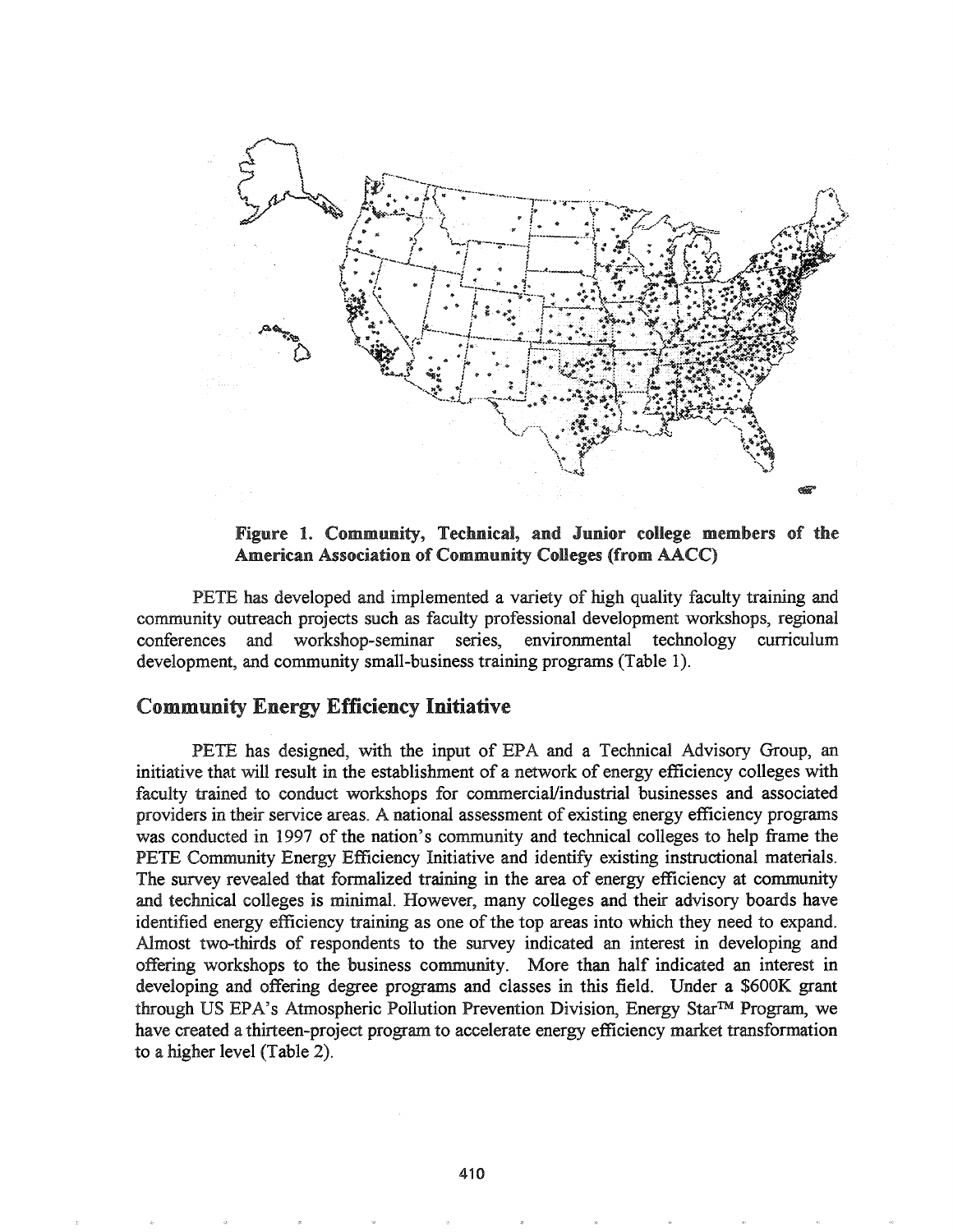**Figure 1. Community, Technical, and Junior college members of the American Association of Community Colleges (from AACC)**

PETE has developed and implemented a variety of high quality faculty training and community outreach projects such as faculty professional development workshops, regional conferences and workshop-seminar series, environmental technology curriculum development, and community small-business training programs (Table 1).

## Community Energy Efficiency Initiative

PETE has designed, with the input of EPA and a Technical Advisory Group, an initiative that will result in the establishment of a network of energy efficiency colleges with faculty trained to conduct workshops for commercial/industrial businesses and associated providers in their service areas. A national assessment of existing energy efficiency programs was conducted in 1997 of the nation's community and technical colleges to help frame the PETE Community Energy Efficiency Initiative and identify existing instructional materials. The survey revealed that formalized training in the area of energy efficiency at community and technical colleges is minimal. However, many colleges and their advisory boards have identified energy efficiency training as one of the top areas into which they need to expand. Almost two-thirds of respondents to the survey indicated an interest in developing and offering workshops to the business community. More than half indicated an interest in developing and offering degree programs and classes in this field. Under a $600K grant through US EPA's Atmospheric Pollution Prevention Division, Energy Star™ Program, we have created a thirteen-project program to accelerate energy efficiency market transformation to a higher level (Table 2).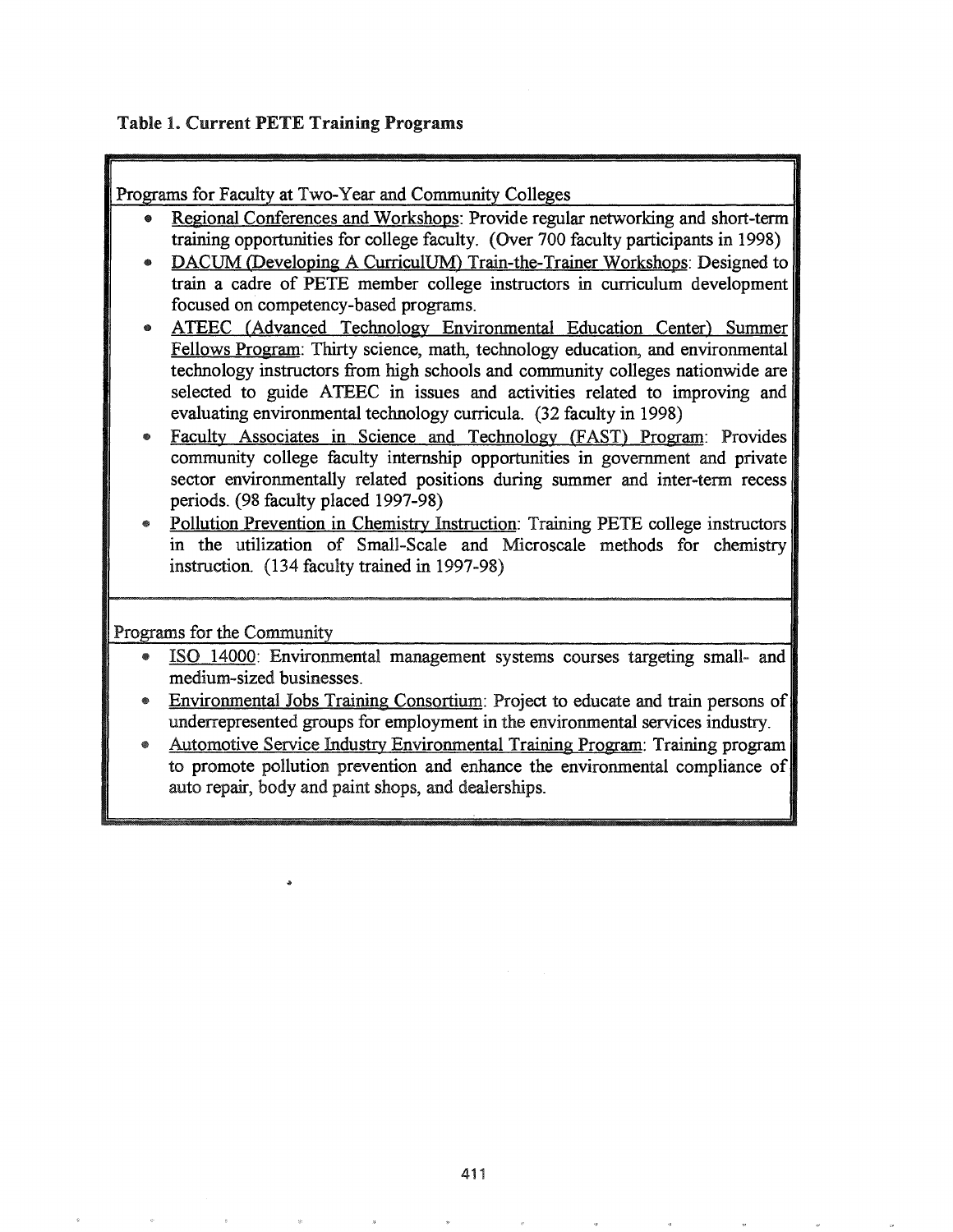**Table 1. Current PETE Training Programs**

Programs for Faculty at Two-Year and Community Colleges

- Regional Conferences and Workshops: Provide regular networking and short-term training opportunities for college faculty. (Over 700 faculty participants in 1998)
- DACUM (Developing A CurriculUM) Train-the-Trainer Workshops: Designed to train a cadre of PETE member college instructors in curriculum development focused on competency-based programs.
- ATEEC (Advanced Technology Environmental Education Center) Summer Fellows Program: Thirty science, math, technology education, and environmental technology instructors from high schools and community colleges nationwide are selected to guide ATEEC in issues and activities related to improving and evaluating environmental technology curricula. (32 faculty in 1998)
- Faculty Associates in Science and Technology (FAST) Program: Provides community college faculty internship opportunities in government and private sector environmentally related positions during summer and inter-term recess periods. (98 faculty placed 1997-98)
- Pollution Prevention in Chemistry Instruction: Training PETE college instructors in the utilization of Small-Scale and Microscale methods for chemistry instruction. (134 faculty trained in 1997-98)

Programs for the Community

- ISO 14000: Environmental management systems courses targeting small- and medium-sized businesses.
- Environmental Jobs Training Consortium: Project to educate and train persons of underrepresented groups for employment in the environmental services industry.
- Automotive Service Industry Environmental Training Program: Training program to promote pollution prevention and enhance the environmental compliance of auto repair, body and paint shops, and dealerships.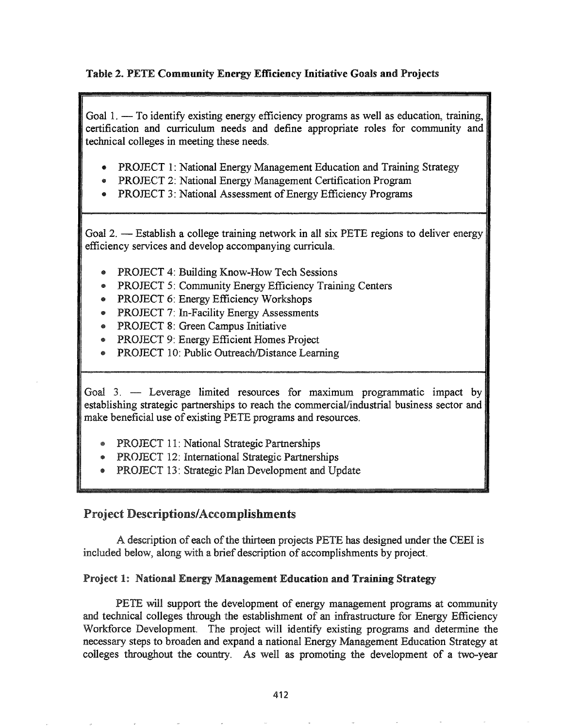**Table 2. PETE Community Energy Efficiency Initiative Goals and Projects**

Goal 1. — To identify existing energy efficiency programs as well as education, training, certification and curriculum needs and define appropriate roles for community and technical colleges in meeting these needs.

- PROJECT 1: National Energy Management Education and Training Strategy
- PROJECT 2: National Energy Management Certification Program
- PROJECT 3: National Assessment of Energy Efficiency Programs

Goal 2. — Establish a college training network in all six PETE regions to deliver energy efficiency services and develop accompanying curricula.

- PROJECT 4: Building Know-How Tech Sessions
- PROJECT 5: Community Energy Efficiency Training Centers
- PROJECT 6: Energy Efficiency Workshops
- PROJECT 7: In-Facility Energy Assessments
- PROJECT 8: Green Campus Initiative
- PROJECT 9: Energy Efficient Homes Project
- PROJECT 10: Public Outreach/Distance Learning

Goal 3. — Leverage limited resources for maximum programmatic impact by establishing strategic partnerships to reach the commercial/industrial business sector and make beneficial use of existing PETE programs and resources.

- PROJECT 11: National Strategic Partnerships
- PROJECT 12: International Strategic Partnerships
- PROJECT 13: Strategic Plan Development and Update

## Project Descriptions/Accomplishments

A description of each of the thirteen projects PETE has designed under the CEEI is included below, along with a brief description of accomplishments by project.

### Project 1: National Energy Management Education and Training Strategy

PETE will support the development of energy management programs at community and technical colleges through the establishment of an infrastructure for Energy Efficiency Workforce Development. The project will identify existing programs and determine the necessary steps to broaden and expand a national Energy Management Education Strategy at colleges throughout the country. As well as promoting the development of a two-year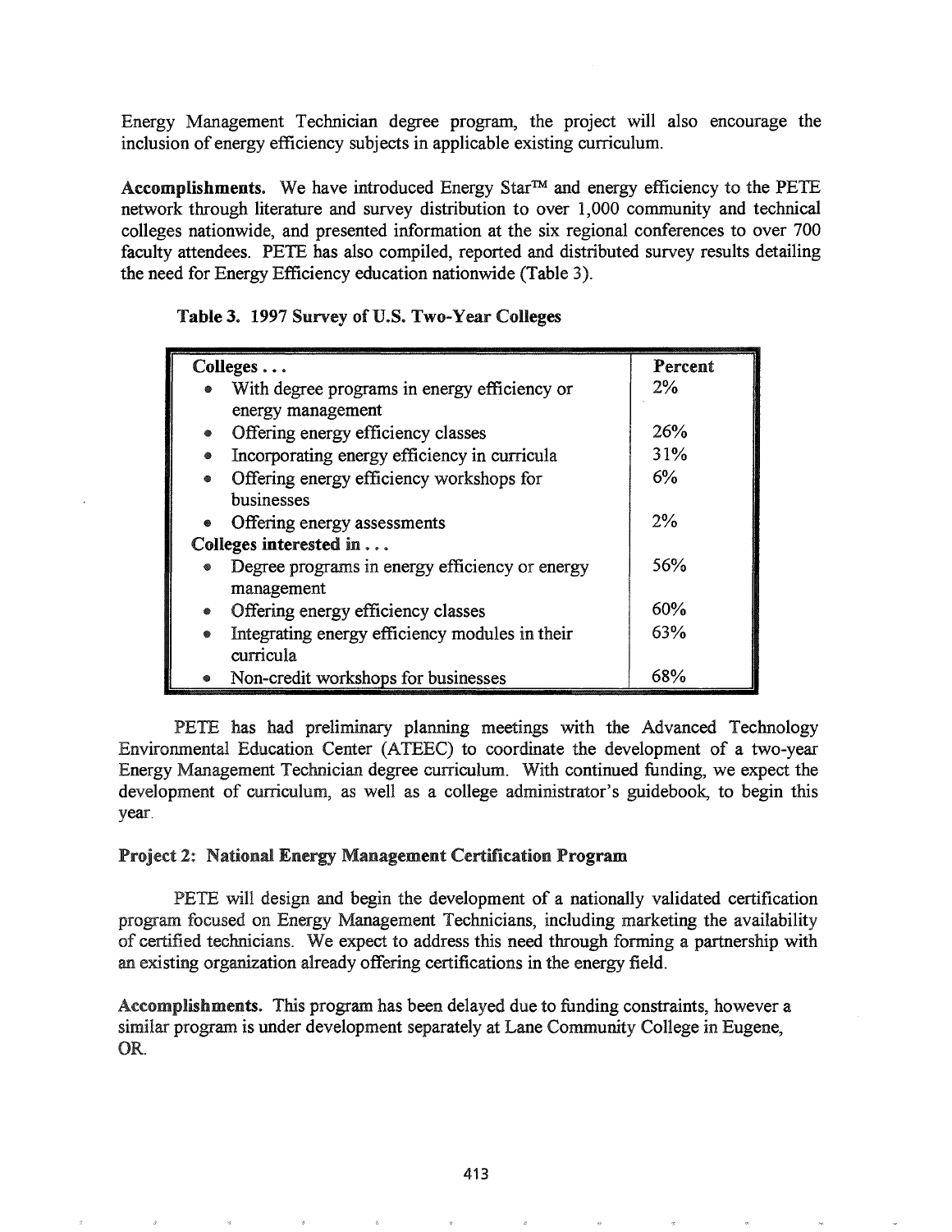Energy Management Technician degree program, the project will also encourage the inclusion of energy efficiency subjects in applicable existing curriculum.

**Accomplishments.** We have introduced Energy Star™ and energy efficiency to the PETE network through literature and survey distribution to over 1,000 community and technical colleges nationwide, and presented information at the six regional conferences to over 700 faculty attendees. PETE has also compiled, reported and distributed survey results detailing the need for Energy Efficiency education nationwide (Table 3).

**Table 3. 1997 Survey of U.S. Two-Year Colleges**

| Colleges . . . | Percent |
|---|---|
| • With degree programs in energy efficiency or energy management | 2% |
| • Offering energy efficiency classes | 26% |
| • Incorporating energy efficiency in curricula | 31% |
| • Offering energy efficiency workshops for businesses | 6% |
| • Offering energy assessments | 2% |
| **Colleges interested in . . .** | |
| • Degree programs in energy efficiency or energy management | 56% |
| • Offering energy efficiency classes | 60% |
| • Integrating energy efficiency modules in their curricula | 63% |
| • Non-credit workshops for businesses | 68% |

PETE has had preliminary planning meetings with the Advanced Technology Environmental Education Center (ATEEC) to coordinate the development of a two-year Energy Management Technician degree curriculum. With continued funding, we expect the development of curriculum, as well as a college administrator's guidebook, to begin this year.

### Project 2: National Energy Management Certification Program

PETE will design and begin the development of a nationally validated certification program focused on Energy Management Technicians, including marketing the availability of certified technicians. We expect to address this need through forming a partnership with an existing organization already offering certifications in the energy field.

**Accomplishments.** This program has been delayed due to funding constraints, however a similar program is under development separately at Lane Community College in Eugene, OR.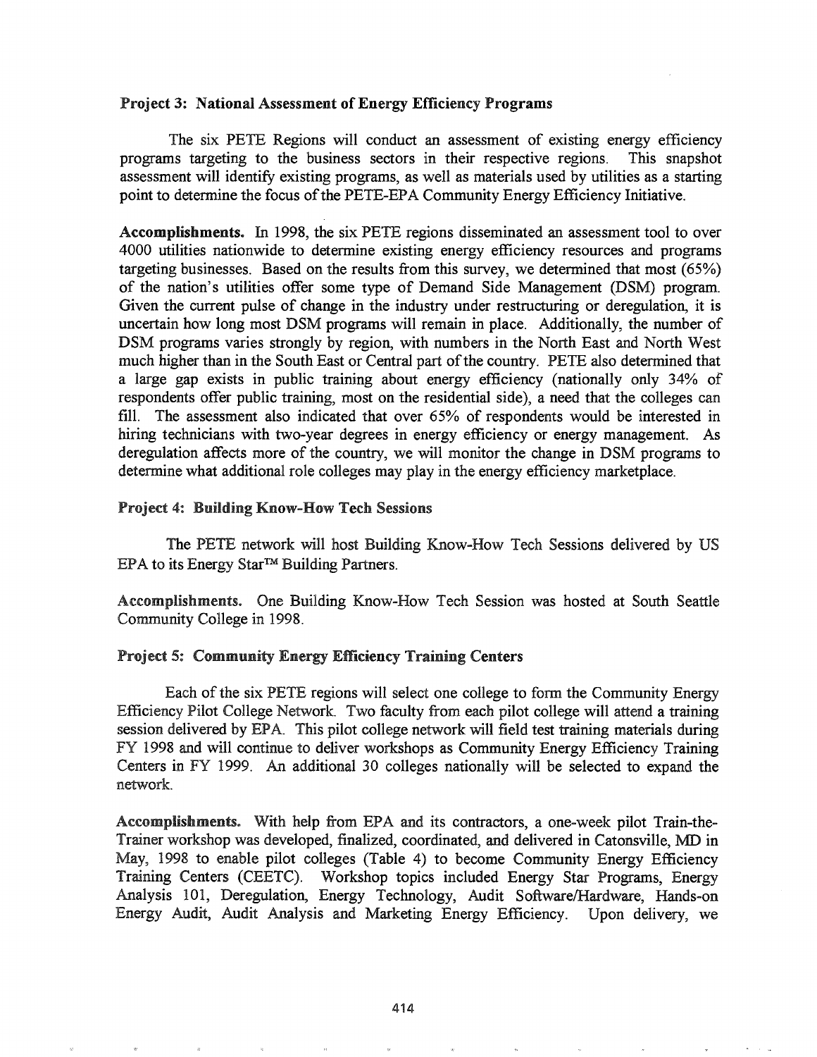**Project 3: National Assessment of Energy Efficiency Programs**

The six PETE Regions will conduct an assessment of existing energy efficiency programs targeting to the business sectors in their respective regions. This snapshot assessment will identify existing programs, as well as materials used by utilities as a starting point to determine the focus of the PETE-EPA Community Energy Efficiency Initiative.

**Accomplishments.** In 1998, the six PETE regions disseminated an assessment tool to over 4000 utilities nationwide to determine existing energy efficiency resources and programs targeting businesses. Based on the results from this survey, we determined that most (65%) of the nation's utilities offer some type of Demand Side Management (DSM) program. Given the current pulse of change in the industry under restructuring or deregulation, it is uncertain how long most DSM programs will remain in place. Additionally, the number of DSM programs varies strongly by region, with numbers in the North East and North West much higher than in the South East or Central part of the country. PETE also determined that a large gap exists in public training about energy efficiency (nationally only 34% of respondents offer public training, most on the residential side), a need that the colleges can fill. The assessment also indicated that over 65% of respondents would be interested in hiring technicians with two-year degrees in energy efficiency or energy management. As deregulation affects more of the country, we will monitor the change in DSM programs to determine what additional role colleges may play in the energy efficiency marketplace.

**Project 4: Building Know-How Tech Sessions**

The PETE network will host Building Know-How Tech Sessions delivered by US EPA to its Energy Star™ Building Partners.

**Accomplishments.** One Building Know-How Tech Session was hosted at South Seattle Community College in 1998.

**Project 5: Community Energy Efficiency Training Centers**

Each of the six PETE regions will select one college to form the Community Energy Efficiency Pilot College Network. Two faculty from each pilot college will attend a training session delivered by EPA. This pilot college network will field test training materials during FY 1998 and will continue to deliver workshops as Community Energy Efficiency Training Centers in FY 1999. An additional 30 colleges nationally will be selected to expand the network.

**Accomplishments.** With help from EPA and its contractors, a one-week pilot Train-the-Trainer workshop was developed, finalized, coordinated, and delivered in Catonsville, MD in May, 1998 to enable pilot colleges (Table 4) to become Community Energy Efficiency Training Centers (CEETC). Workshop topics included Energy Star Programs, Energy Analysis 101, Deregulation, Energy Technology, Audit Software/Hardware, Hands-on Energy Audit, Audit Analysis and Marketing Energy Efficiency. Upon delivery, we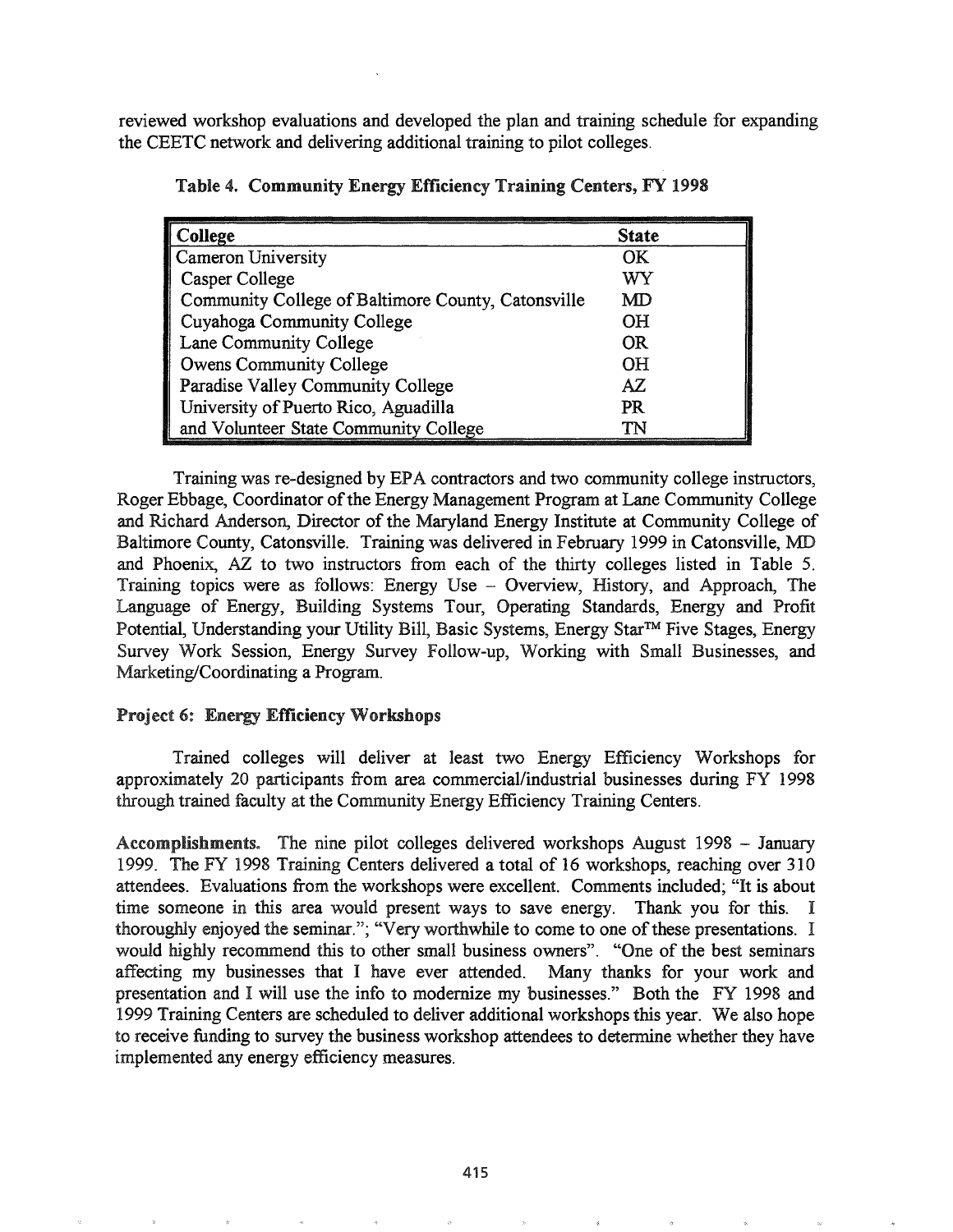reviewed workshop evaluations and developed the plan and training schedule for expanding the CEETC network and delivering additional training to pilot colleges.

**Table 4. Community Energy Efficiency Training Centers, FY 1998**

| College | State |
|---|---|
| Cameron University | OK |
| Casper College | WY |
| Community College of Baltimore County, Catonsville | MD |
| Cuyahoga Community College | OH |
| Lane Community College | OR |
| Owens Community College | OH |
| Paradise Valley Community College | AZ |
| University of Puerto Rico, Aguadilla | PR |
| and Volunteer State Community College | TN |

Training was re-designed by EPA contractors and two community college instructors, Roger Ebbage, Coordinator of the Energy Management Program at Lane Community College and Richard Anderson, Director of the Maryland Energy Institute at Community College of Baltimore County, Catonsville. Training was delivered in February 1999 in Catonsville, MD and Phoenix, AZ to two instructors from each of the thirty colleges listed in Table 5. Training topics were as follows: Energy Use – Overview, History, and Approach, The Language of Energy, Building Systems Tour, Operating Standards, Energy and Profit Potential, Understanding your Utility Bill, Basic Systems, Energy Star™ Five Stages, Energy Survey Work Session, Energy Survey Follow-up, Working with Small Businesses, and Marketing/Coordinating a Program.

**Project 6: Energy Efficiency Workshops**

Trained colleges will deliver at least two Energy Efficiency Workshops for approximately 20 participants from area commercial/industrial businesses during FY 1998 through trained faculty at the Community Energy Efficiency Training Centers.

**Accomplishments.** The nine pilot colleges delivered workshops August 1998 – January 1999. The FY 1998 Training Centers delivered a total of 16 workshops, reaching over 310 attendees. Evaluations from the workshops were excellent. Comments included; "It is about time someone in this area would present ways to save energy. Thank you for this. I thoroughly enjoyed the seminar."; "Very worthwhile to come to one of these presentations. I would highly recommend this to other small business owners". "One of the best seminars affecting my businesses that I have ever attended. Many thanks for your work and presentation and I will use the info to modernize my businesses." Both the FY 1998 and 1999 Training Centers are scheduled to deliver additional workshops this year. We also hope to receive funding to survey the business workshop attendees to determine whether they have implemented any energy efficiency measures.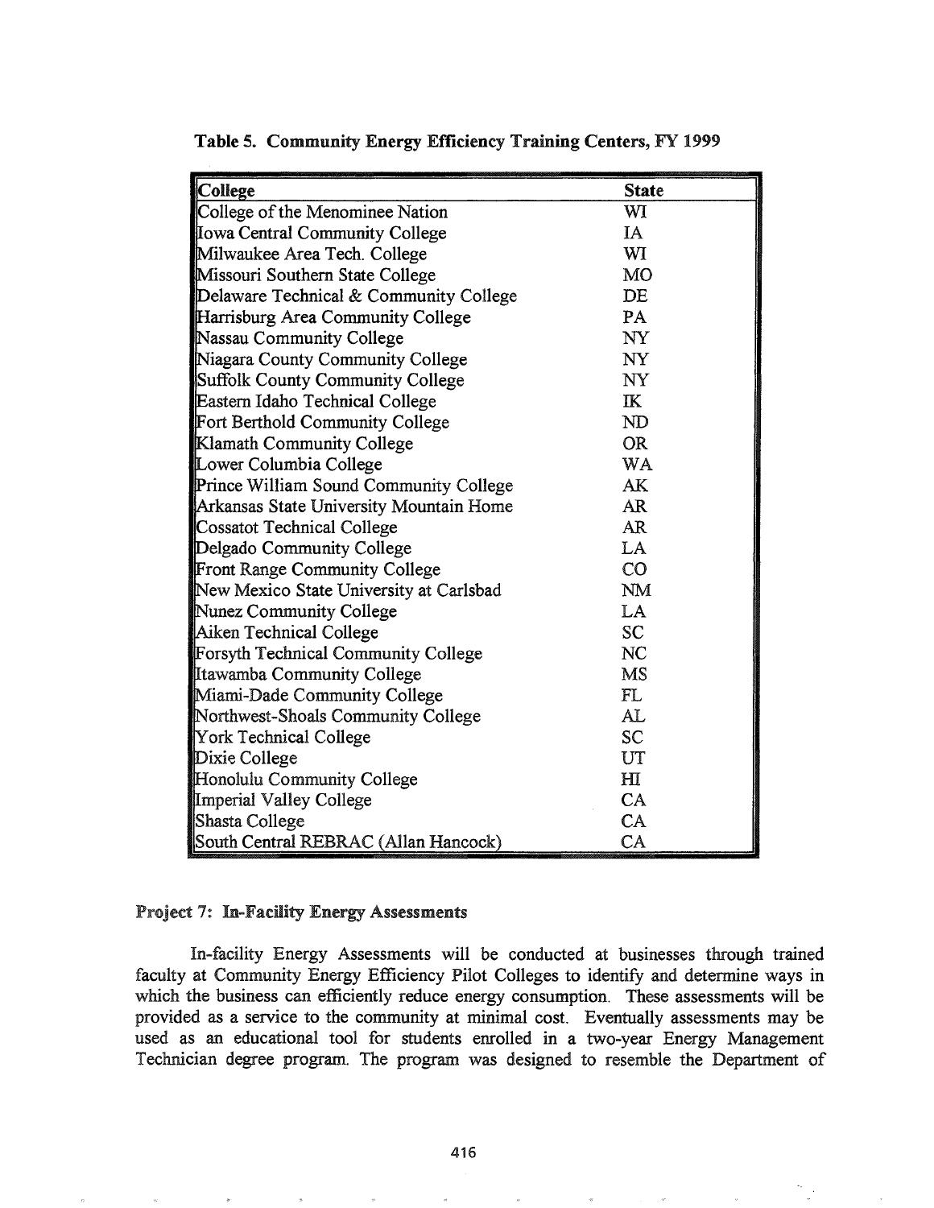**Table 5. Community Energy Efficiency Training Centers, FY 1999**

| College | State |
|---|---|
| College of the Menominee Nation | WI |
| Iowa Central Community College | IA |
| Milwaukee Area Tech. College | WI |
| Missouri Southern State College | MO |
| Delaware Technical & Community College | DE |
| Harrisburg Area Community College | PA |
| Nassau Community College | NY |
| Niagara County Community College | NY |
| Suffolk County Community College | NY |
| Eastern Idaho Technical College | IK |
| Fort Berthold Community College | ND |
| Klamath Community College | OR |
| Lower Columbia College | WA |
| Prince William Sound Community College | AK |
| Arkansas State University Mountain Home | AR |
| Cossatot Technical College | AR |
| Delgado Community College | LA |
| Front Range Community College | CO |
| New Mexico State University at Carlsbad | NM |
| Nunez Community College | LA |
| Aiken Technical College | SC |
| Forsyth Technical Community College | NC |
| Itawamba Community College | MS |
| Miami-Dade Community College | FL |
| Northwest-Shoals Community College | AL |
| York Technical College | SC |
| Dixie College | UT |
| Honolulu Community College | HI |
| Imperial Valley College | CA |
| Shasta College | CA |
| South Central REBRAC (Allan Hancock) | CA |

### Project 7: In-Facility Energy Assessments

In-facility Energy Assessments will be conducted at businesses through trained faculty at Community Energy Efficiency Pilot Colleges to identify and determine ways in which the business can efficiently reduce energy consumption. These assessments will be provided as a service to the community at minimal cost. Eventually assessments may be used as an educational tool for students enrolled in a two-year Energy Management Technician degree program. The program was designed to resemble the Department of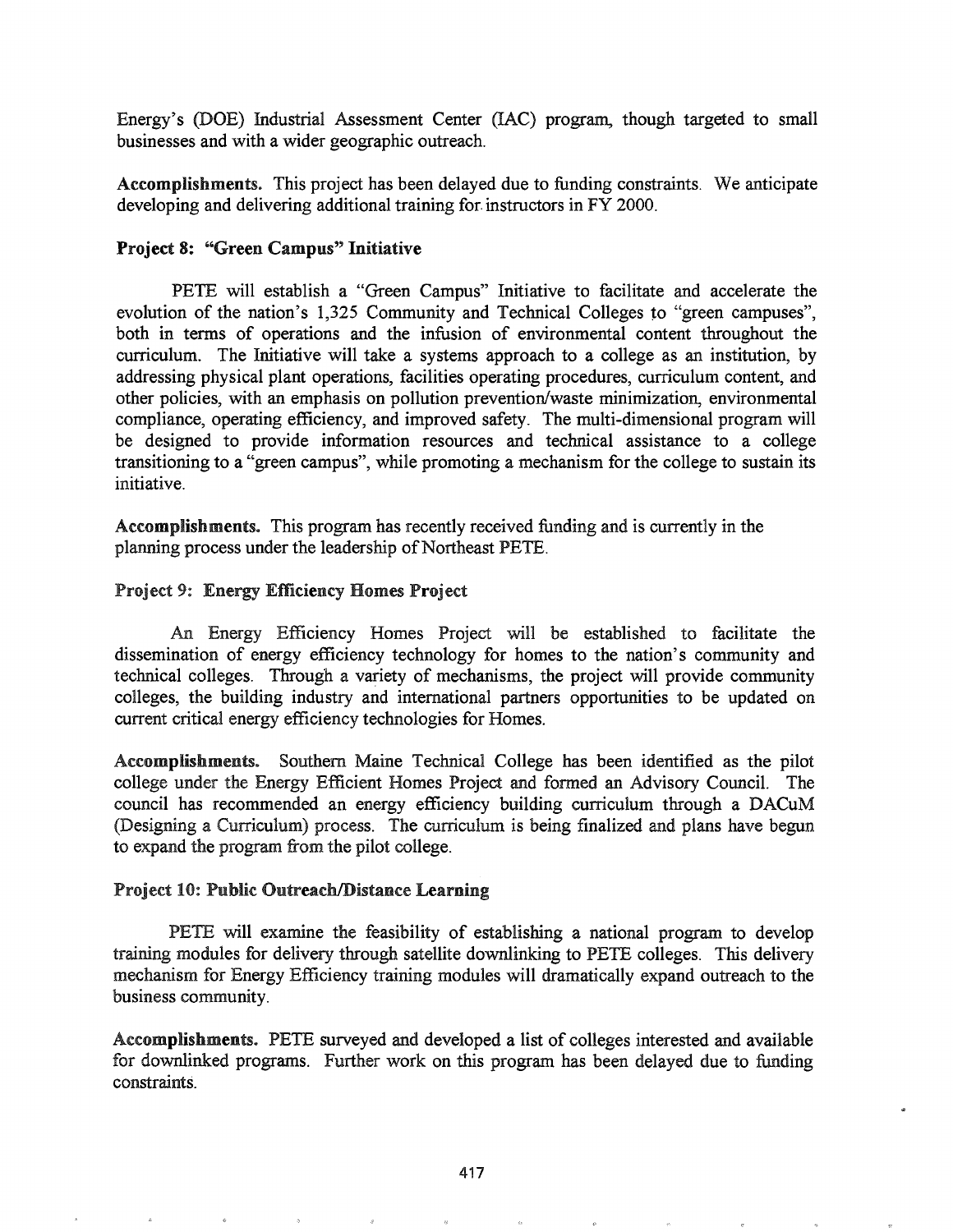Energy's (DOE) Industrial Assessment Center (IAC) program, though targeted to small businesses and with a wider geographic outreach.

**Accomplishments.** This project has been delayed due to funding constraints. We anticipate developing and delivering additional training for instructors in FY 2000.

### Project 8: "Green Campus" Initiative

PETE will establish a "Green Campus" Initiative to facilitate and accelerate the evolution of the nation's 1,325 Community and Technical Colleges to "green campuses", both in terms of operations and the infusion of environmental content throughout the curriculum. The Initiative will take a systems approach to a college as an institution, by addressing physical plant operations, facilities operating procedures, curriculum content, and other policies, with an emphasis on pollution prevention/waste minimization, environmental compliance, operating efficiency, and improved safety. The multi-dimensional program will be designed to provide information resources and technical assistance to a college transitioning to a "green campus", while promoting a mechanism for the college to sustain its initiative.

**Accomplishments.** This program has recently received funding and is currently in the planning process under the leadership of Northeast PETE.

### Project 9: Energy Efficiency Homes Project

An Energy Efficiency Homes Project will be established to facilitate the dissemination of energy efficiency technology for homes to the nation's community and technical colleges. Through a variety of mechanisms, the project will provide community colleges, the building industry and international partners opportunities to be updated on current critical energy efficiency technologies for Homes.

**Accomplishments.** Southern Maine Technical College has been identified as the pilot college under the Energy Efficient Homes Project and formed an Advisory Council. The council has recommended an energy efficiency building curriculum through a DACuM (Designing a Curriculum) process. The curriculum is being finalized and plans have begun to expand the program from the pilot college.

### Project 10: Public Outreach/Distance Learning

PETE will examine the feasibility of establishing a national program to develop training modules for delivery through satellite downlinking to PETE colleges. This delivery mechanism for Energy Efficiency training modules will dramatically expand outreach to the business community.

**Accomplishments.** PETE surveyed and developed a list of colleges interested and available for downlinked programs. Further work on this program has been delayed due to funding constraints.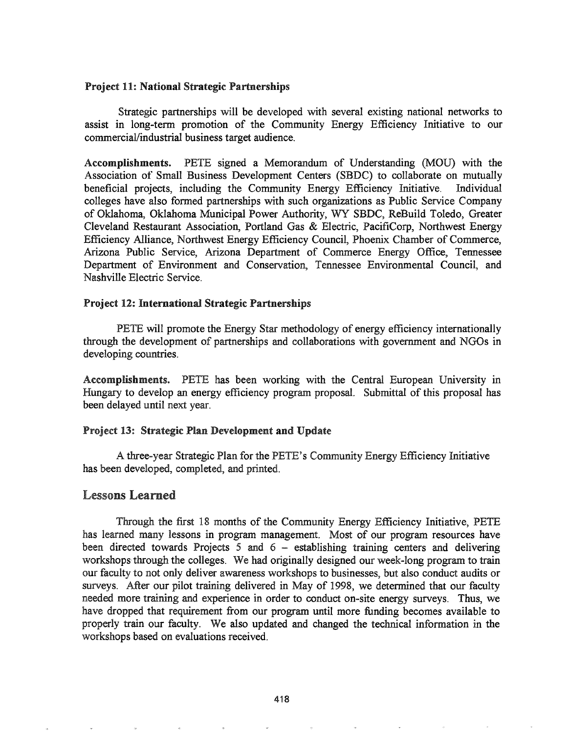**Project 11: National Strategic Partnerships**

Strategic partnerships will be developed with several existing national networks to assist in long-term promotion of the Community Energy Efficiency Initiative to our commercial/industrial business target audience.

**Accomplishments.** PETE signed a Memorandum of Understanding (MOU) with the Association of Small Business Development Centers (SBDC) to collaborate on mutually beneficial projects, including the Community Energy Efficiency Initiative. Individual colleges have also formed partnerships with such organizations as Public Service Company of Oklahoma, Oklahoma Municipal Power Authority, WY SBDC, ReBuild Toledo, Greater Cleveland Restaurant Association, Portland Gas & Electric, PacifiCorp, Northwest Energy Efficiency Alliance, Northwest Energy Efficiency Council, Phoenix Chamber of Commerce, Arizona Public Service, Arizona Department of Commerce Energy Office, Tennessee Department of Environment and Conservation, Tennessee Environmental Council, and Nashville Electric Service.

**Project 12: International Strategic Partnerships**

PETE will promote the Energy Star methodology of energy efficiency internationally through the development of partnerships and collaborations with government and NGOs in developing countries.

**Accomplishments.** PETE has been working with the Central European University in Hungary to develop an energy efficiency program proposal. Submittal of this proposal has been delayed until next year.

**Project 13: Strategic Plan Development and Update**

A three-year Strategic Plan for the PETE's Community Energy Efficiency Initiative has been developed, completed, and printed.

## Lessons Learned

Through the first 18 months of the Community Energy Efficiency Initiative, PETE has learned many lessons in program management. Most of our program resources have been directed towards Projects 5 and 6 – establishing training centers and delivering workshops through the colleges. We had originally designed our week-long program to train our faculty to not only deliver awareness workshops to businesses, but also conduct audits or surveys. After our pilot training delivered in May of 1998, we determined that our faculty needed more training and experience in order to conduct on-site energy surveys. Thus, we have dropped that requirement from our program until more funding becomes available to properly train our faculty. We also updated and changed the technical information in the workshops based on evaluations received.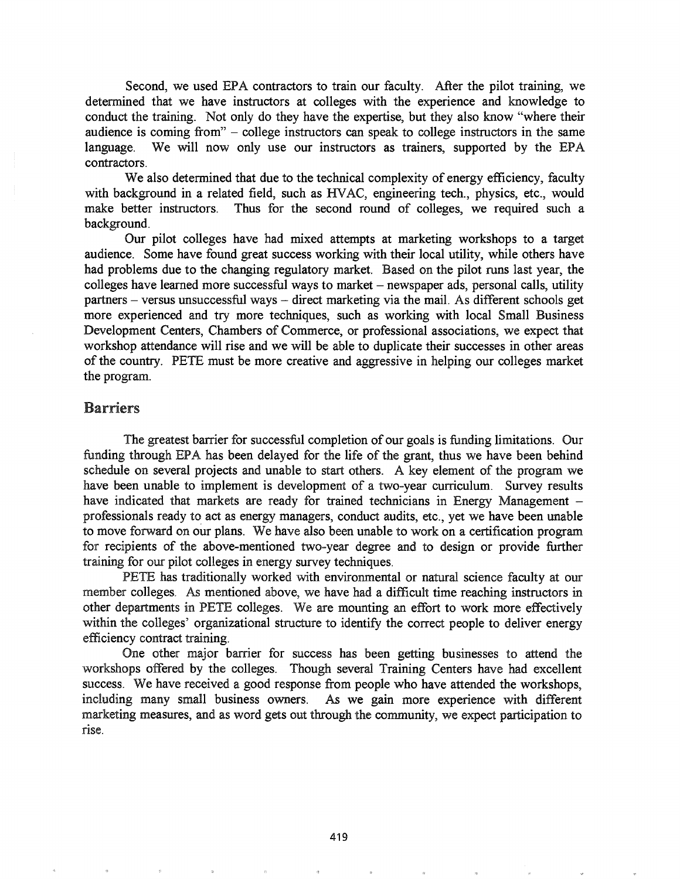Second, we used EPA contractors to train our faculty. After the pilot training, we determined that we have instructors at colleges with the experience and knowledge to conduct the training. Not only do they have the expertise, but they also know "where their audience is coming from" – college instructors can speak to college instructors in the same language. We will now only use our instructors as trainers, supported by the EPA contractors.

We also determined that due to the technical complexity of energy efficiency, faculty with background in a related field, such as HVAC, engineering tech., physics, etc., would make better instructors. Thus for the second round of colleges, we required such a background.

Our pilot colleges have had mixed attempts at marketing workshops to a target audience. Some have found great success working with their local utility, while others have had problems due to the changing regulatory market. Based on the pilot runs last year, the colleges have learned more successful ways to market – newspaper ads, personal calls, utility partners – versus unsuccessful ways – direct marketing via the mail. As different schools get more experienced and try more techniques, such as working with local Small Business Development Centers, Chambers of Commerce, or professional associations, we expect that workshop attendance will rise and we will be able to duplicate their successes in other areas of the country. PETE must be more creative and aggressive in helping our colleges market the program.

## Barriers

The greatest barrier for successful completion of our goals is funding limitations. Our funding through EPA has been delayed for the life of the grant, thus we have been behind schedule on several projects and unable to start others. A key element of the program we have been unable to implement is development of a two-year curriculum. Survey results have indicated that markets are ready for trained technicians in Energy Management – professionals ready to act as energy managers, conduct audits, etc., yet we have been unable to move forward on our plans. We have also been unable to work on a certification program for recipients of the above-mentioned two-year degree and to design or provide further training for our pilot colleges in energy survey techniques.

PETE has traditionally worked with environmental or natural science faculty at our member colleges. As mentioned above, we have had a difficult time reaching instructors in other departments in PETE colleges. We are mounting an effort to work more effectively within the colleges' organizational structure to identify the correct people to deliver energy efficiency contract training.

One other major barrier for success has been getting businesses to attend the workshops offered by the colleges. Though several Training Centers have had excellent success. We have received a good response from people who have attended the workshops, including many small business owners. As we gain more experience with different marketing measures, and as word gets out through the community, we expect participation to rise.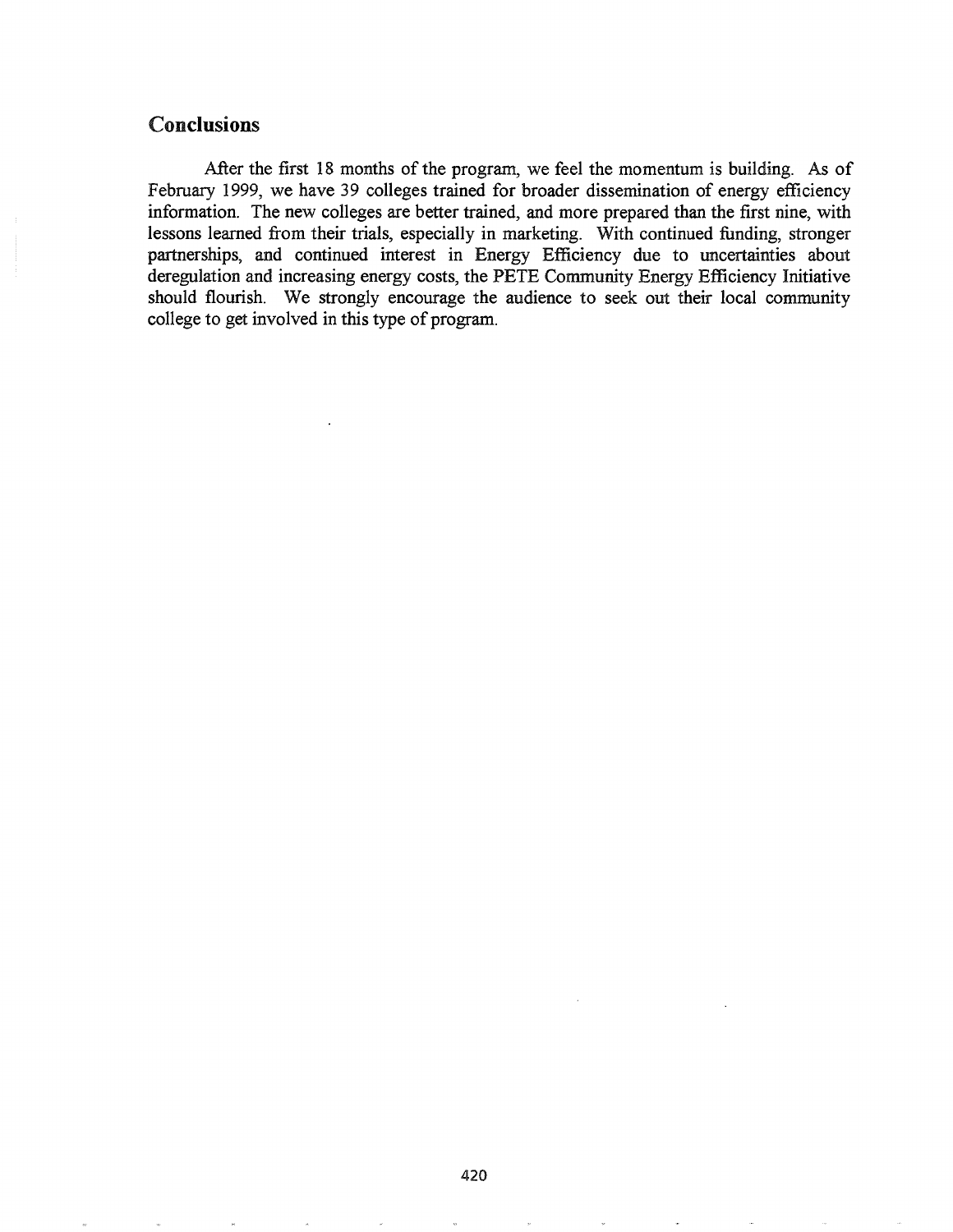## Conclusions

After the first 18 months of the program, we feel the momentum is building. As of February 1999, we have 39 colleges trained for broader dissemination of energy efficiency information. The new colleges are better trained, and more prepared than the first nine, with lessons learned from their trials, especially in marketing. With continued funding, stronger partnerships, and continued interest in Energy Efficiency due to uncertainties about deregulation and increasing energy costs, the PETE Community Energy Efficiency Initiative should flourish. We strongly encourage the audience to seek out their local community college to get involved in this type of program.